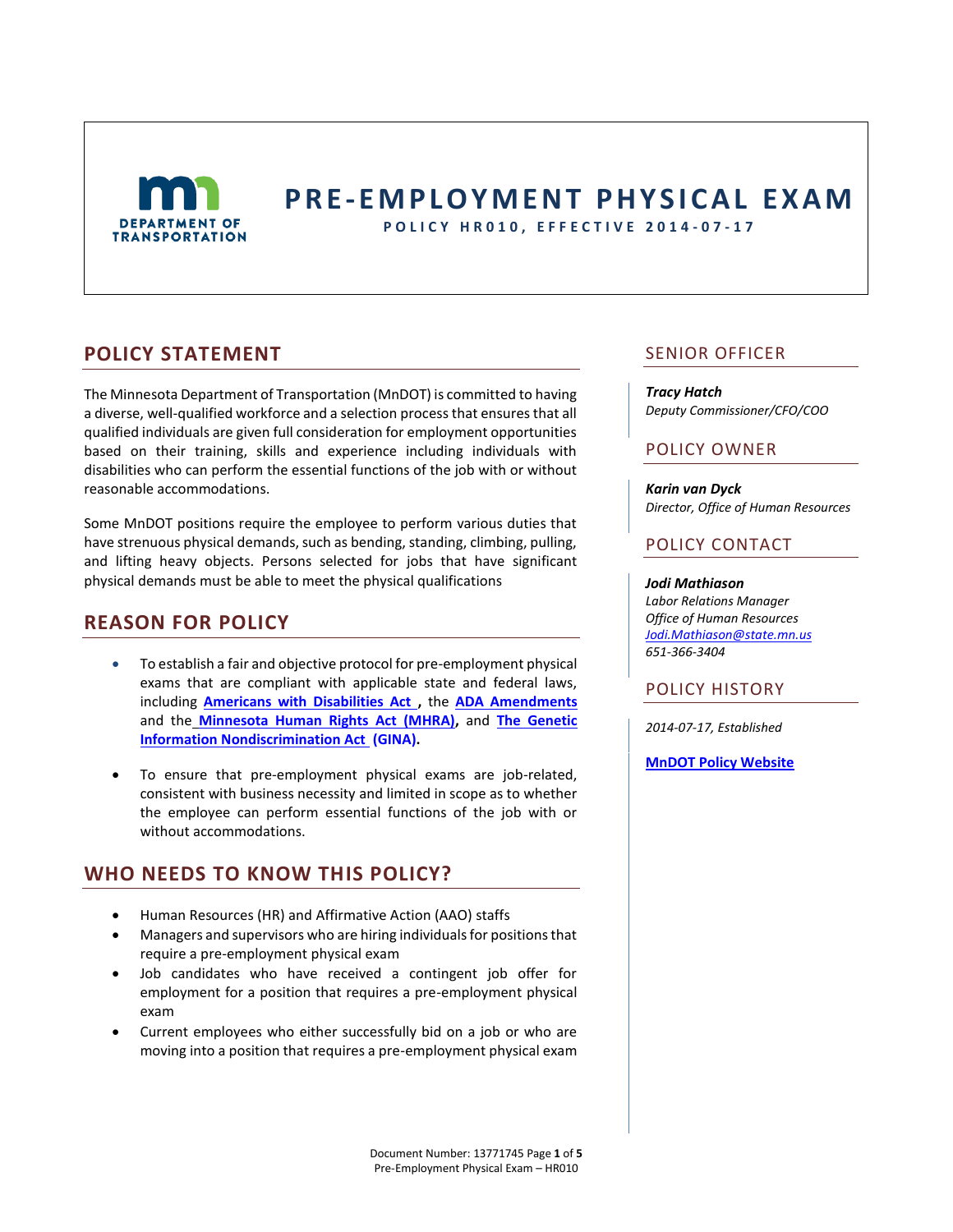MINNESOTA DEPARTMENT OF TRANSPORTATION

# PRE-EMPLOYMENT PHYSICAL EXAM

**POLICY HR010, EFFECTIVE 2014-07-17**

## POLICY STATEMENT

The Minnesota Department of Transportation (MnDOT) is committed to having a diverse, well-qualified workforce and a selection process that ensures that all qualified individuals are given full consideration for employment opportunities based on their training, skills and experience including individuals with disabilities who can perform the essential functions of the job with or without reasonable accommodations.

Some MnDOT positions require the employee to perform various duties that have strenuous physical demands, such as bending, standing, climbing, pulling, and lifting heavy objects. Persons selected for jobs that have significant physical demands must be able to meet the physical qualifications

## REASON FOR POLICY

- To establish a fair and objective protocol for pre-employment physical exams that are compliant with applicable state and federal laws, including **Americans with Disabilities Act**, the **ADA Amendments** and the **Minnesota Human Rights Act (MHRA)**, and **The Genetic Information Nondiscrimination Act (GINA).**
- To ensure that pre-employment physical exams are job-related, consistent with business necessity and limited in scope as to whether the employee can perform essential functions of the job with or without accommodations.

## WHO NEEDS TO KNOW THIS POLICY?

- Human Resources (HR) and Affirmative Action (AAO) staffs
- Managers and supervisors who are hiring individuals for positions that require a pre-employment physical exam
- Job candidates who have received a contingent job offer for employment for a position that requires a pre-employment physical exam
- Current employees who either successfully bid on a job or who are moving into a position that requires a pre-employment physical exam

## SENIOR OFFICER

***Tracy Hatch***
*Deputy Commissioner/CFO/COO*

## POLICY OWNER

***Karin van Dyck***
*Director, Office of Human Resources*

## POLICY CONTACT

***Jodi Mathiason***
*Labor Relations Manager*
*Office of Human Resources*
*Jodi.Mathiason@state.mn.us*
*651-366-3404*

## POLICY HISTORY

*2014-07-17, Established*

**MnDOT Policy Website**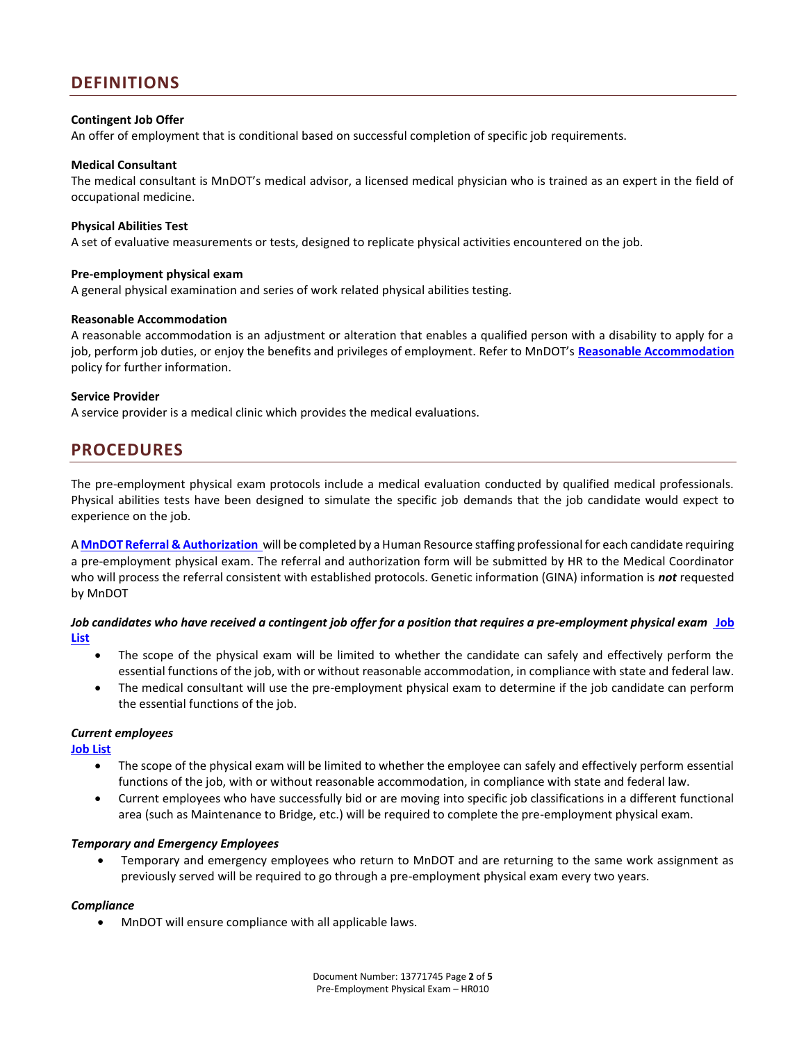## DEFINITIONS

**Contingent Job Offer**
An offer of employment that is conditional based on successful completion of specific job requirements.

**Medical Consultant**
The medical consultant is MnDOT's medical advisor, a licensed medical physician who is trained as an expert in the field of occupational medicine.

**Physical Abilities Test**
A set of evaluative measurements or tests, designed to replicate physical activities encountered on the job.

**Pre-employment physical exam**
A general physical examination and series of work related physical abilities testing.

**Reasonable Accommodation**
A reasonable accommodation is an adjustment or alteration that enables a qualified person with a disability to apply for a job, perform job duties, or enjoy the benefits and privileges of employment. Refer to MnDOT's **Reasonable Accommodation** policy for further information.

**Service Provider**
A service provider is a medical clinic which provides the medical evaluations.

## PROCEDURES

The pre-employment physical exam protocols include a medical evaluation conducted by qualified medical professionals. Physical abilities tests have been designed to simulate the specific job demands that the job candidate would expect to experience on the job.

A **MnDOT Referral & Authorization** will be completed by a Human Resource staffing professional for each candidate requiring a pre-employment physical exam. The referral and authorization form will be submitted by HR to the Medical Coordinator who will process the referral consistent with established protocols. Genetic information (GINA) information is ***not*** requested by MnDOT

***Job candidates who have received a contingent job offer for a position that requires a pre-employment physical exam*** **Job List**

- The scope of the physical exam will be limited to whether the candidate can safely and effectively perform the essential functions of the job, with or without reasonable accommodation, in compliance with state and federal law.
- The medical consultant will use the pre-employment physical exam to determine if the job candidate can perform the essential functions of the job.

***Current employees***
**Job List**

- The scope of the physical exam will be limited to whether the employee can safely and effectively perform essential functions of the job, with or without reasonable accommodation, in compliance with state and federal law.
- Current employees who have successfully bid or are moving into specific job classifications in a different functional area (such as Maintenance to Bridge, etc.) will be required to complete the pre-employment physical exam.

***Temporary and Emergency Employees***

- Temporary and emergency employees who return to MnDOT and are returning to the same work assignment as previously served will be required to go through a pre-employment physical exam every two years.

***Compliance***

- MnDOT will ensure compliance with all applicable laws.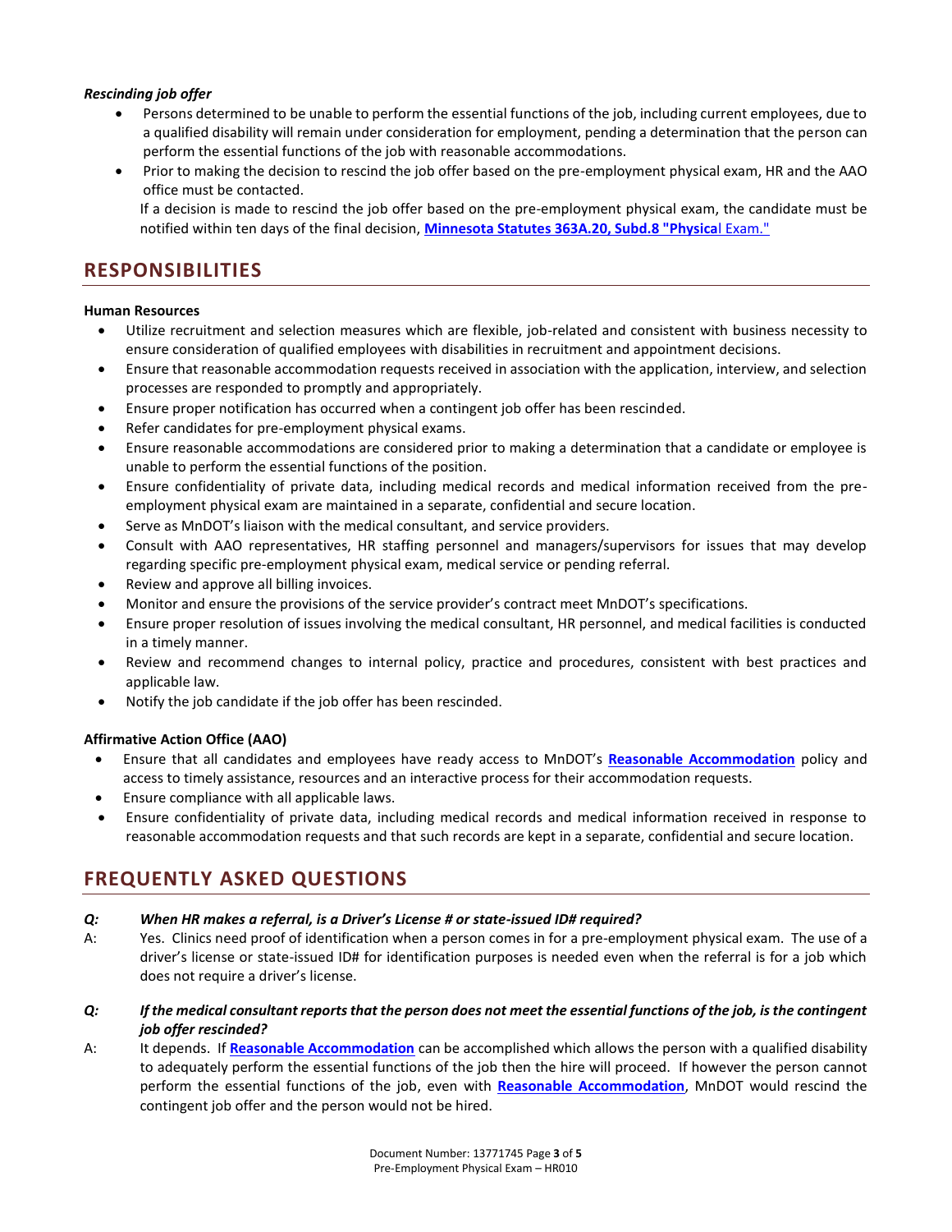***Rescinding job offer***

- Persons determined to be unable to perform the essential functions of the job, including current employees, due to a qualified disability will remain under consideration for employment, pending a determination that the person can perform the essential functions of the job with reasonable accommodations.
- Prior to making the decision to rescind the job offer based on the pre-employment physical exam, HR and the AAO office must be contacted.

  If a decision is made to rescind the job offer based on the pre-employment physical exam, the candidate must be notified within ten days of the final decision, **Minnesota Statutes 363A.20, Subd.8 "Physica**l Exam."

## RESPONSIBILITIES

**Human Resources**

- Utilize recruitment and selection measures which are flexible, job-related and consistent with business necessity to ensure consideration of qualified employees with disabilities in recruitment and appointment decisions.
- Ensure that reasonable accommodation requests received in association with the application, interview, and selection processes are responded to promptly and appropriately.
- Ensure proper notification has occurred when a contingent job offer has been rescinded.
- Refer candidates for pre-employment physical exams.
- Ensure reasonable accommodations are considered prior to making a determination that a candidate or employee is unable to perform the essential functions of the position.
- Ensure confidentiality of private data, including medical records and medical information received from the pre-employment physical exam are maintained in a separate, confidential and secure location.
- Serve as MnDOT's liaison with the medical consultant, and service providers.
- Consult with AAO representatives, HR staffing personnel and managers/supervisors for issues that may develop regarding specific pre-employment physical exam, medical service or pending referral.
- Review and approve all billing invoices.
- Monitor and ensure the provisions of the service provider's contract meet MnDOT's specifications.
- Ensure proper resolution of issues involving the medical consultant, HR personnel, and medical facilities is conducted in a timely manner.
- Review and recommend changes to internal policy, practice and procedures, consistent with best practices and applicable law.
- Notify the job candidate if the job offer has been rescinded.

**Affirmative Action Office (AAO)**

- Ensure that all candidates and employees have ready access to MnDOT's **Reasonable Accommodation** policy and access to timely assistance, resources and an interactive process for their accommodation requests.
- Ensure compliance with all applicable laws.
- Ensure confidentiality of private data, including medical records and medical information received in response to reasonable accommodation requests and that such records are kept in a separate, confidential and secure location.

## FREQUENTLY ASKED QUESTIONS

***Q: When HR makes a referral, is a Driver's License # or state-issued ID# required?***

A: Yes. Clinics need proof of identification when a person comes in for a pre-employment physical exam. The use of a driver's license or state-issued ID# for identification purposes is needed even when the referral is for a job which does not require a driver's license.

***Q: If the medical consultant reports that the person does not meet the essential functions of the job, is the contingent job offer rescinded?***

A: It depends. If **Reasonable Accommodation** can be accomplished which allows the person with a qualified disability to adequately perform the essential functions of the job then the hire will proceed. If however the person cannot perform the essential functions of the job, even with **Reasonable Accommodation**, MnDOT would rescind the contingent job offer and the person would not be hired.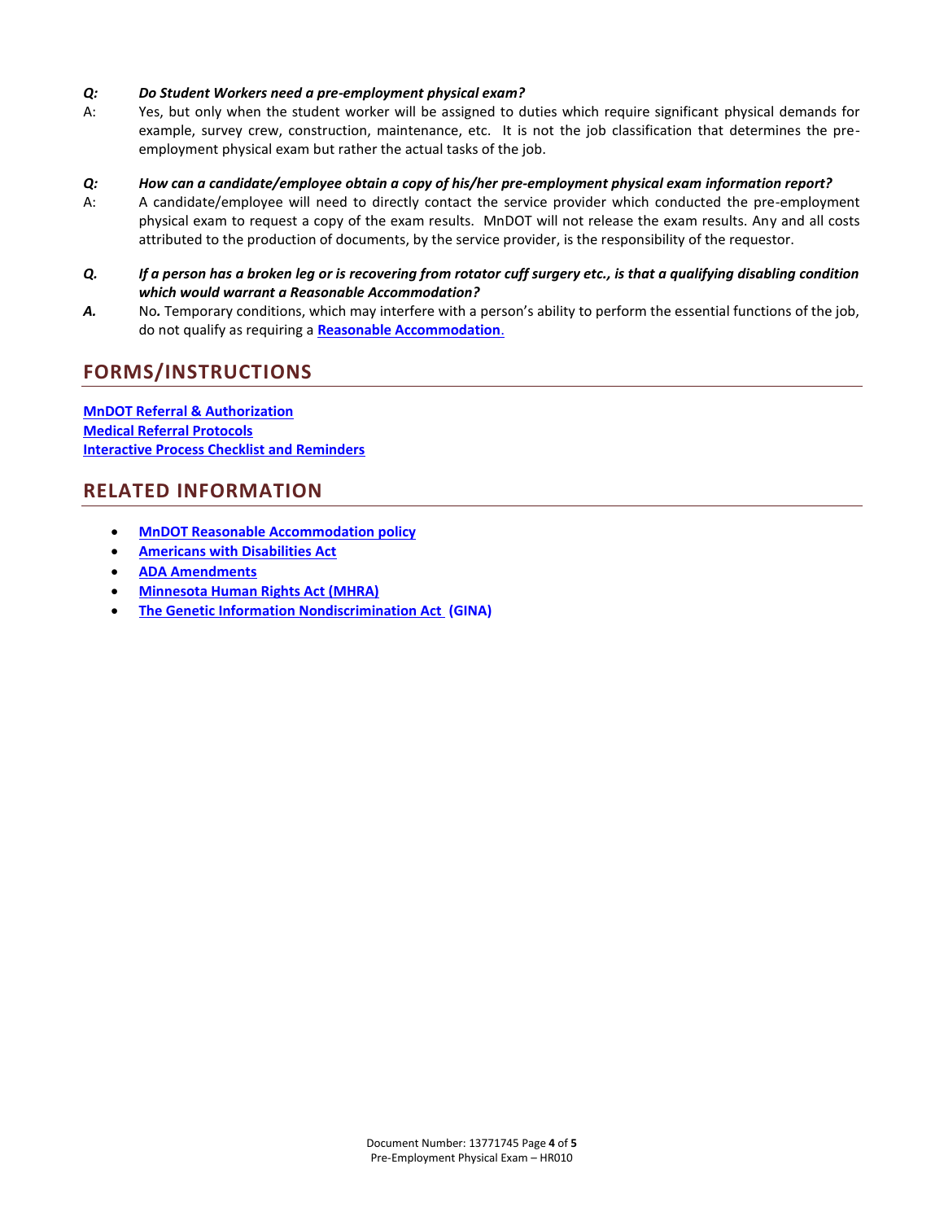***Q: Do Student Workers need a pre-employment physical exam?***

A: Yes, but only when the student worker will be assigned to duties which require significant physical demands for example, survey crew, construction, maintenance, etc. It is not the job classification that determines the pre-employment physical exam but rather the actual tasks of the job.

***Q: How can a candidate/employee obtain a copy of his/her pre-employment physical exam information report?***

A: A candidate/employee will need to directly contact the service provider which conducted the pre-employment physical exam to request a copy of the exam results. MnDOT will not release the exam results. Any and all costs attributed to the production of documents, by the service provider, is the responsibility of the requestor.

***Q. If a person has a broken leg or is recovering from rotator cuff surgery etc., is that a qualifying disabling condition which would warrant a Reasonable Accommodation?***

***A.*** No**.** Temporary conditions, which may interfere with a person's ability to perform the essential functions of the job, do not qualify as requiring a **Reasonable Accommodation**.

## FORMS/INSTRUCTIONS

**MnDOT Referral & Authorization**
**Medical Referral Protocols**
**Interactive Process Checklist and Reminders**

## RELATED INFORMATION

- **MnDOT Reasonable Accommodation policy**
- **Americans with Disabilities Act**
- **ADA Amendments**
- **Minnesota Human Rights Act (MHRA)**
- **The Genetic Information Nondiscrimination Act (GINA)**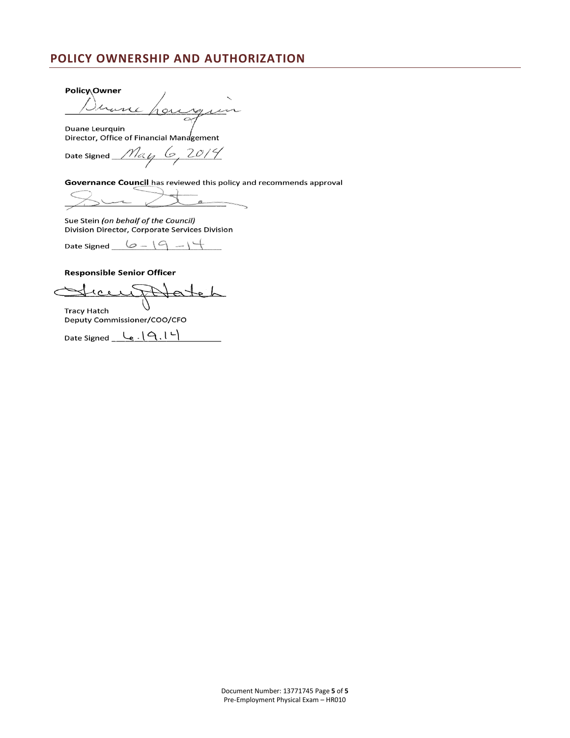## POLICY OWNERSHIP AND AUTHORIZATION

**Policy Owner**

Duane Leurquin
Director, Office of Financial Management

Date Signed May 6, 2014

**Governance Council** has reviewed this policy and recommends approval

Sue Stein *(on behalf of the Council)*
Division Director, Corporate Services Division

Date Signed 6-19-14

**Responsible Senior Officer**

Tracy Hatch
Deputy Commissioner/COO/CFO

Date Signed 6.19.14